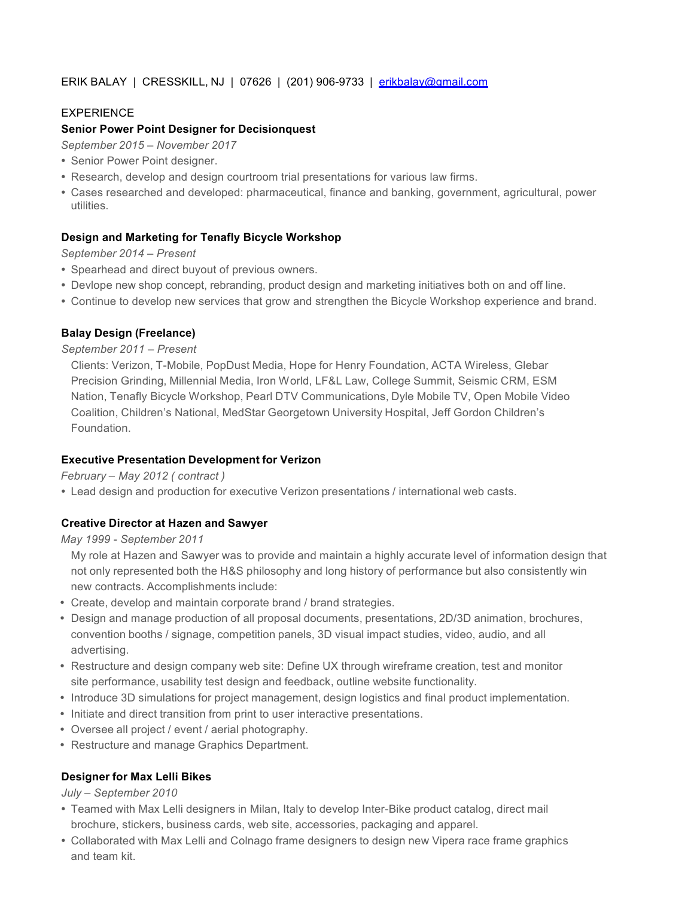ERIK BALAY | CRESSKILL, NJ | 07626 | (201) 906-9733 | erikbalay@gmail.com

## EXPERIENCE

**Senior Power Point Designer for Decisionquest**

*September 2015 – November 2017*

- Senior Power Point designer.
- Research, develop and design courtroom trial presentations for various law firms.
- Cases researched and developed: pharmaceutical, finance and banking, government, agricultural, power utilities.

**Design and Marketing for Tenafly Bicycle Workshop**

*September 2014 – Present*

- Spearhead and direct buyout of previous owners.
- Devlope new shop concept, rebranding, product design and marketing initiatives both on and off line.
- Continue to develop new services that grow and strengthen the Bicycle Workshop experience and brand.

**Balay Design (Freelance)**

*September 2011 – Present*

Clients: Verizon, T-Mobile, PopDust Media, Hope for Henry Foundation, ACTA Wireless, Glebar Precision Grinding, Millennial Media, Iron World, LF&L Law, College Summit, Seismic CRM, ESM Nation, Tenafly Bicycle Workshop, Pearl DTV Communications, Dyle Mobile TV, Open Mobile Video Coalition, Children's National, MedStar Georgetown University Hospital, Jeff Gordon Children's Foundation.

**Executive Presentation Development for Verizon**

*February – May 2012 ( contract )*

- Lead design and production for executive Verizon presentations / international web casts.

**Creative Director at Hazen and Sawyer**

*May 1999 - September 2011*

My role at Hazen and Sawyer was to provide and maintain a highly accurate level of information design that not only represented both the H&S philosophy and long history of performance but also consistently win new contracts. Accomplishments include:

- Create, develop and maintain corporate brand / brand strategies.
- Design and manage production of all proposal documents, presentations, 2D/3D animation, brochures, convention booths / signage, competition panels, 3D visual impact studies, video, audio, and all advertising.
- Restructure and design company web site: Define UX through wireframe creation, test and monitor site performance, usability test design and feedback, outline website functionality.
- Introduce 3D simulations for project management, design logistics and final product implementation.
- Initiate and direct transition from print to user interactive presentations.
- Oversee all project / event / aerial photography.
- Restructure and manage Graphics Department.

**Designer for Max Lelli Bikes**

*July – September 2010*

- Teamed with Max Lelli designers in Milan, Italy to develop Inter-Bike product catalog, direct mail brochure, stickers, business cards, web site, accessories, packaging and apparel.
- Collaborated with Max Lelli and Colnago frame designers to design new Vipera race frame graphics and team kit.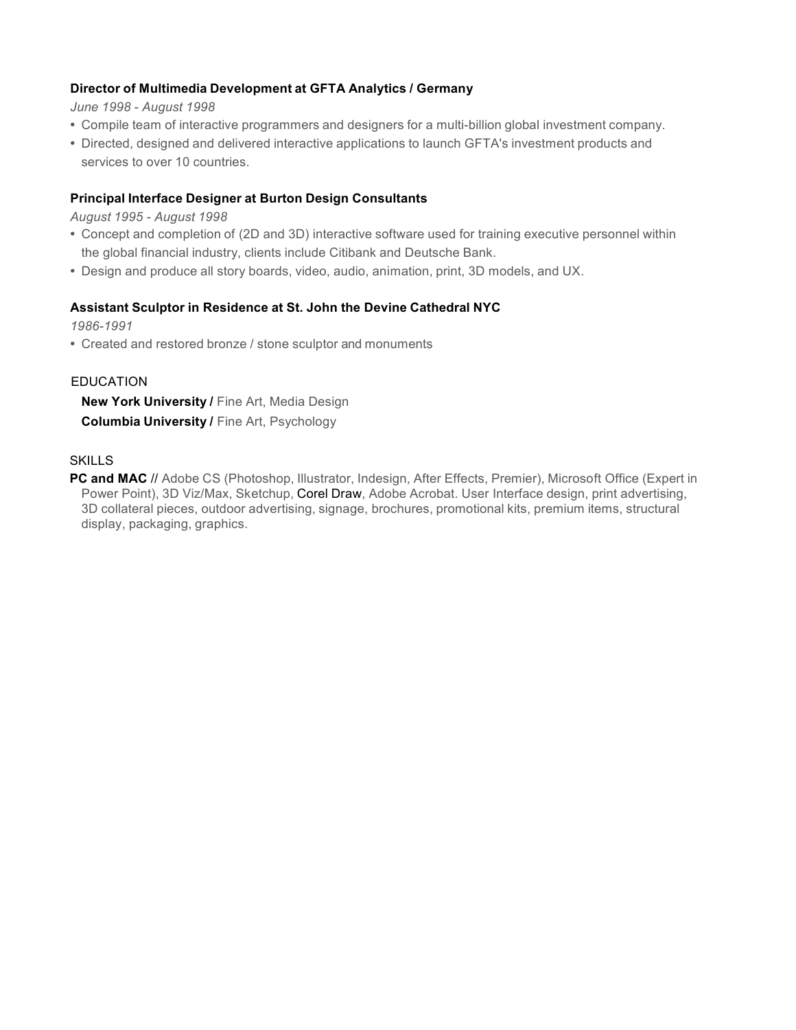**Director of Multimedia Development at GFTA Analytics / Germany**

*June 1998 - August 1998*

- Compile team of interactive programmers and designers for a multi-billion global investment company.
- Directed, designed and delivered interactive applications to launch GFTA's investment products and services to over 10 countries.

**Principal Interface Designer at Burton Design Consultants**

*August 1995 - August 1998*

- Concept and completion of (2D and 3D) interactive software used for training executive personnel within the global financial industry, clients include Citibank and Deutsche Bank.
- Design and produce all story boards, video, audio, animation, print, 3D models, and UX.

**Assistant Sculptor in Residence at St. John the Devine Cathedral NYC**

*1986-1991*

- Created and restored bronze / stone sculptor and monuments

EDUCATION

**New York University /** Fine Art, Media Design

**Columbia University /** Fine Art, Psychology

SKILLS

**PC and MAC //** Adobe CS (Photoshop, Illustrator, Indesign, After Effects, Premier), Microsoft Office (Expert in Power Point), 3D Viz/Max, Sketchup, Corel Draw, Adobe Acrobat. User Interface design, print advertising, 3D collateral pieces, outdoor advertising, signage, brochures, promotional kits, premium items, structural display, packaging, graphics.